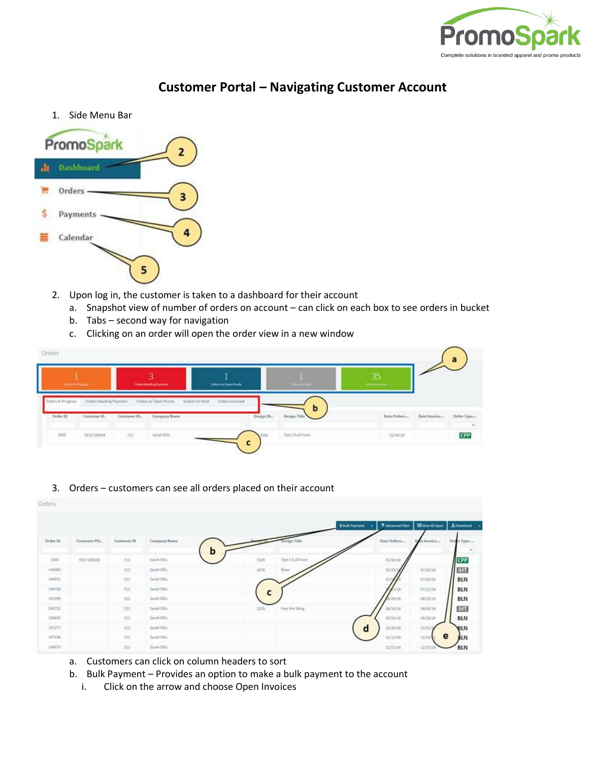# Customer Portal – Navigating Customer Account

1. Side Menu Bar

2. Upon log in, the customer is taken to a dashboard for their account
   a. Snapshot view of number of orders on account – can click on each box to see orders in bucket
   b. Tabs – second way for navigation
   c. Clicking on an order will open the order view in a new window

3. Orders – customers can see all orders placed on their account

   a. Customers can click on column headers to sort
   b. Bulk Payment – Provides an option to make a bulk payment to the account
      i. Click on the arrow and choose Open Invoices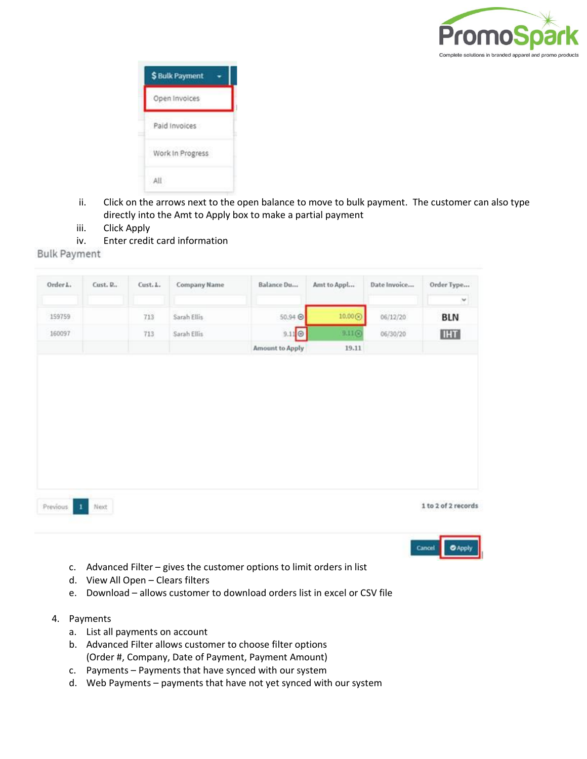ii. Click on the arrows next to the open balance to move to bulk payment. The customer can also type directly into the Amt to Apply box to make a partial payment

iii. Click Apply

iv. Enter credit card information

Bulk Payment

| Order # | Cust. R.. | Cust. #. | Company Name | Balance Du... | Amt to Appl... | Date Invoice... | Order Type... |
|---|---|---|---|---|---|---|---|
| 159759 | | 713 | Sarah Ellis | 50.94 | 10.00 | 06/12/20 | BLN |
| 160097 | | 713 | Sarah Ellis | 9.11 | 9.11 | 06/30/20 | IHT |
| | | | | Amount to Apply | 19.11 | | |

Previous 1 Next

1 to 2 of 2 records

Cancel Apply

c. Advanced Filter – gives the customer options to limit orders in list

d. View All Open – Clears filters

e. Download – allows customer to download orders list in excel or CSV file

4. Payments
   a. List all payments on account
   b. Advanced Filter allows customer to choose filter options (Order #, Company, Date of Payment, Payment Amount)
   c. Payments – Payments that have synced with our system
   d. Web Payments – payments that have not yet synced with our system